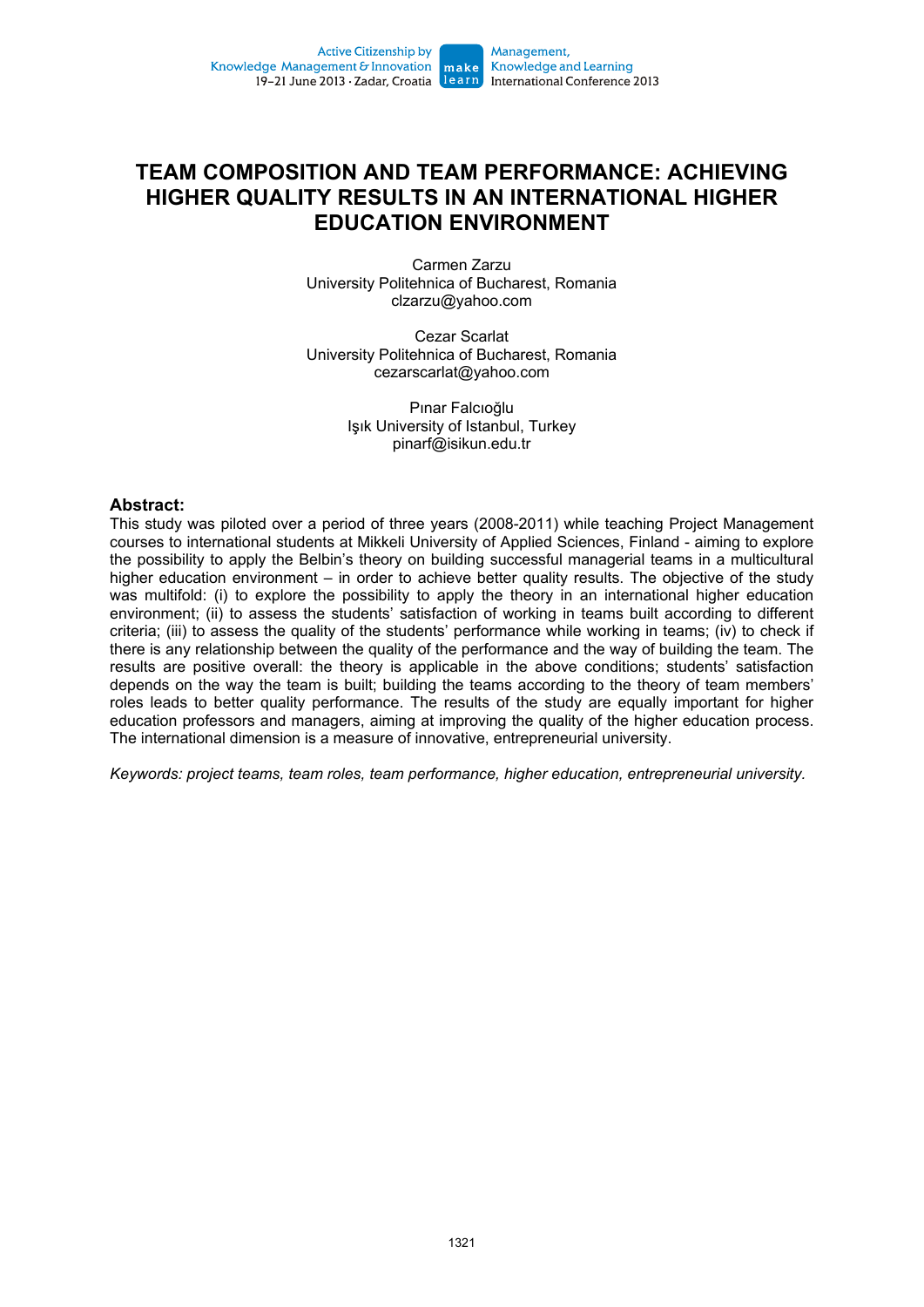# TEAM COMPOSITION AND TEAM PERFORMANCE: ACHIEVING HIGHER QUALITY RESULTS IN AN INTERNATIONAL HIGHER EDUCATION ENVIRONMENT

Carmen Zarzu
University Politehnica of Bucharest, Romania
clzarzu@yahoo.com

Cezar Scarlat
University Politehnica of Bucharest, Romania
cezarscarlat@yahoo.com

Pınar Falcıoğlu
Işık University of Istanbul, Turkey
pinarf@isikun.edu.tr

**Abstract:**

This study was piloted over a period of three years (2008-2011) while teaching Project Management courses to international students at Mikkeli University of Applied Sciences, Finland - aiming to explore the possibility to apply the Belbin's theory on building successful managerial teams in a multicultural higher education environment – in order to achieve better quality results. The objective of the study was multifold: (i) to explore the possibility to apply the theory in an international higher education environment; (ii) to assess the students' satisfaction of working in teams built according to different criteria; (iii) to assess the quality of the students' performance while working in teams; (iv) to check if there is any relationship between the quality of the performance and the way of building the team. The results are positive overall: the theory is applicable in the above conditions; students' satisfaction depends on the way the team is built; building the teams according to the theory of team members' roles leads to better quality performance. The results of the study are equally important for higher education professors and managers, aiming at improving the quality of the higher education process. The international dimension is a measure of innovative, entrepreneurial university.

*Keywords: project teams, team roles, team performance, higher education, entrepreneurial university.*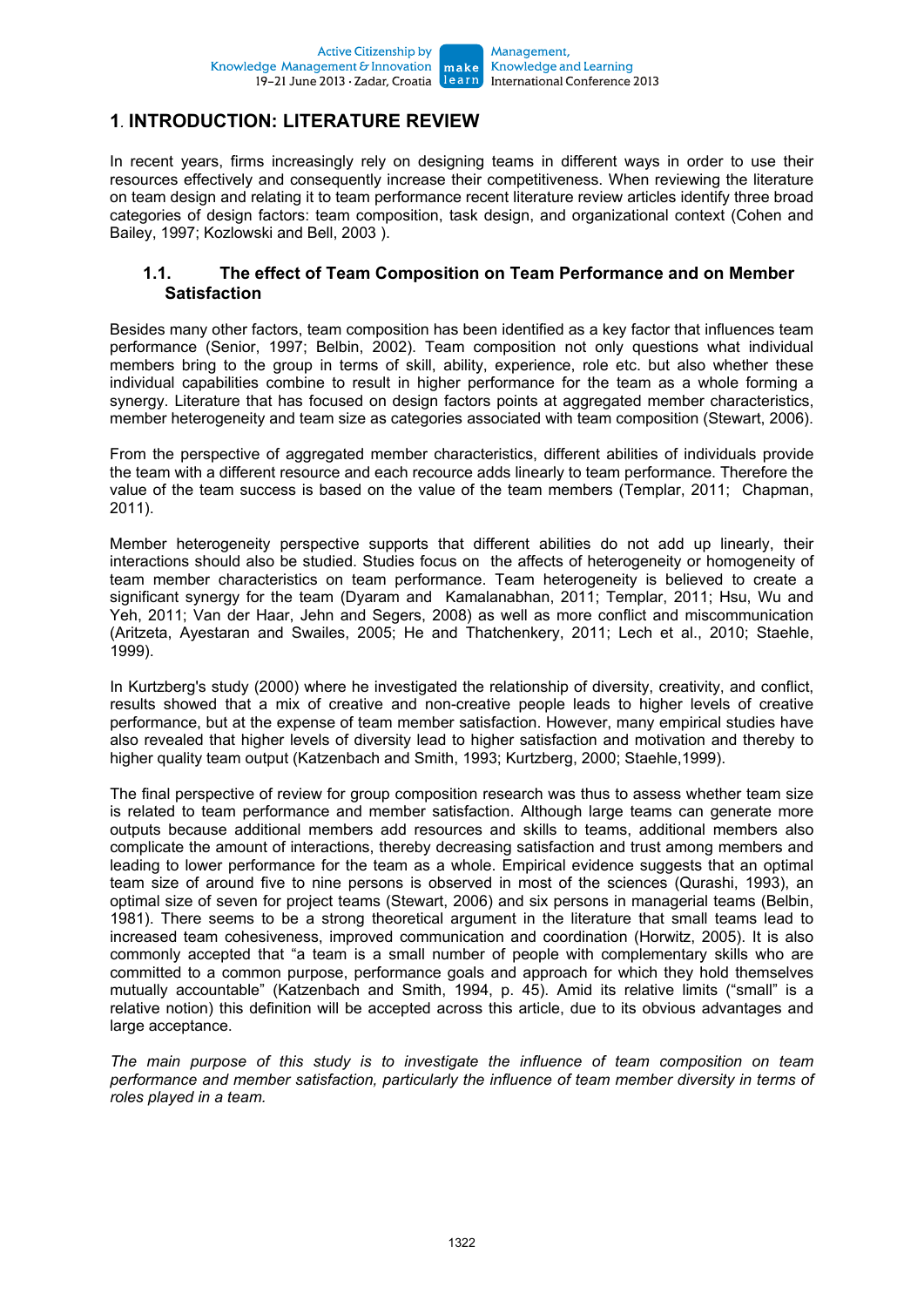# 1. INTRODUCTION: LITERATURE REVIEW

In recent years, firms increasingly rely on designing teams in different ways in order to use their resources effectively and consequently increase their competitiveness. When reviewing the literature on team design and relating it to team performance recent literature review articles identify three broad categories of design factors: team composition, task design, and organizational context (Cohen and Bailey, 1997; Kozlowski and Bell, 2003 ).

## 1.1. The effect of Team Composition on Team Performance and on Member Satisfaction

Besides many other factors, team composition has been identified as a key factor that influences team performance (Senior, 1997; Belbin, 2002). Team composition not only questions what individual members bring to the group in terms of skill, ability, experience, role etc. but also whether these individual capabilities combine to result in higher performance for the team as a whole forming a synergy. Literature that has focused on design factors points at aggregated member characteristics, member heterogeneity and team size as categories associated with team composition (Stewart, 2006).

From the perspective of aggregated member characteristics, different abilities of individuals provide the team with a different resource and each recource adds linearly to team performance. Therefore the value of the team success is based on the value of the team members (Templar, 2011; Chapman, 2011).

Member heterogeneity perspective supports that different abilities do not add up linearly, their interactions should also be studied. Studies focus on the affects of heterogeneity or homogeneity of team member characteristics on team performance. Team heterogeneity is believed to create a significant synergy for the team (Dyaram and Kamalanabhan, 2011; Templar, 2011; Hsu, Wu and Yeh, 2011; Van der Haar, Jehn and Segers, 2008) as well as more conflict and miscommunication (Aritzeta, Ayestaran and Swailes, 2005; He and Thatchenkery, 2011; Lech et al., 2010; Staehle, 1999).

In Kurtzberg's study (2000) where he investigated the relationship of diversity, creativity, and conflict, results showed that a mix of creative and non-creative people leads to higher levels of creative performance, but at the expense of team member satisfaction. However, many empirical studies have also revealed that higher levels of diversity lead to higher satisfaction and motivation and thereby to higher quality team output (Katzenbach and Smith, 1993; Kurtzberg, 2000; Staehle,1999).

The final perspective of review for group composition research was thus to assess whether team size is related to team performance and member satisfaction. Although large teams can generate more outputs because additional members add resources and skills to teams, additional members also complicate the amount of interactions, thereby decreasing satisfaction and trust among members and leading to lower performance for the team as a whole. Empirical evidence suggests that an optimal team size of around five to nine persons is observed in most of the sciences (Qurashi, 1993), an optimal size of seven for project teams (Stewart, 2006) and six persons in managerial teams (Belbin, 1981). There seems to be a strong theoretical argument in the literature that small teams lead to increased team cohesiveness, improved communication and coordination (Horwitz, 2005). It is also commonly accepted that "a team is a small number of people with complementary skills who are committed to a common purpose, performance goals and approach for which they hold themselves mutually accountable" (Katzenbach and Smith, 1994, p. 45). Amid its relative limits ("small" is a relative notion) this definition will be accepted across this article, due to its obvious advantages and large acceptance.

*The main purpose of this study is to investigate the influence of team composition on team performance and member satisfaction, particularly the influence of team member diversity in terms of roles played in a team.*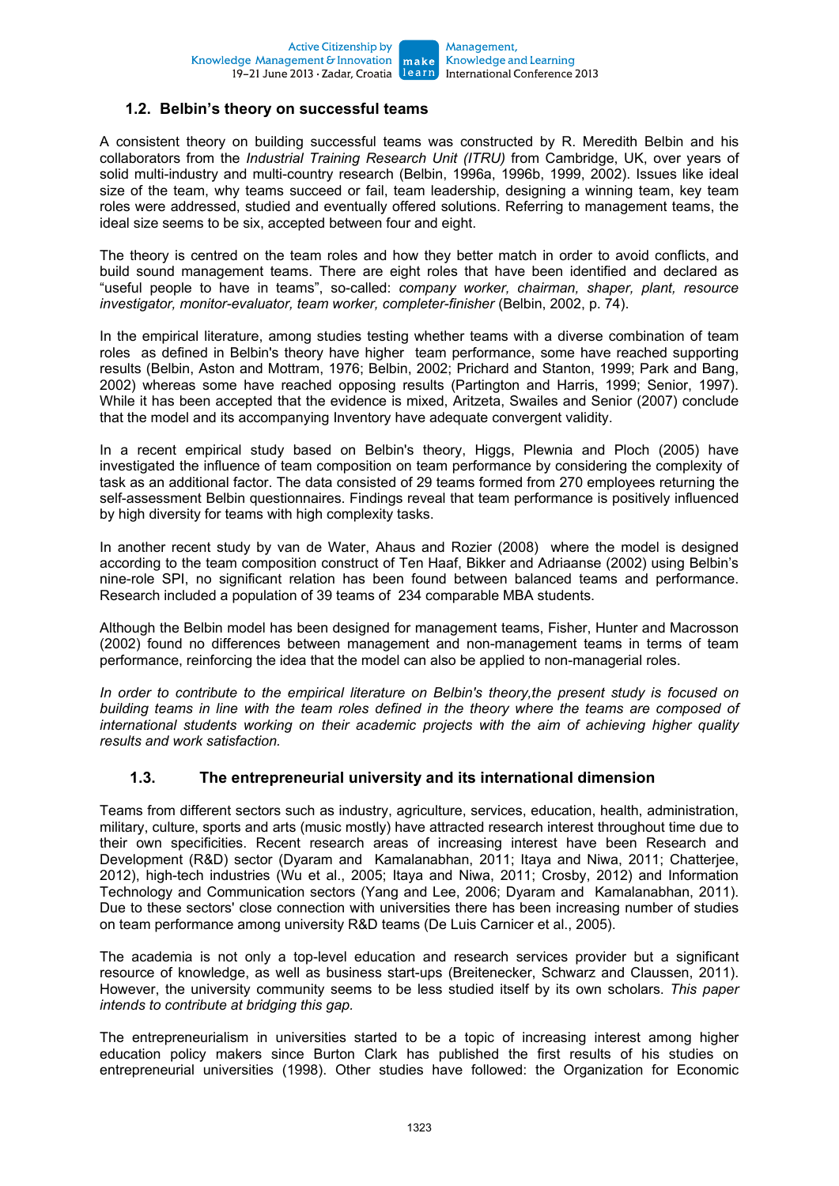## 1.2. Belbin's theory on successful teams

A consistent theory on building successful teams was constructed by R. Meredith Belbin and his collaborators from the *Industrial Training Research Unit (ITRU)* from Cambridge, UK, over years of solid multi-industry and multi-country research (Belbin, 1996a, 1996b, 1999, 2002). Issues like ideal size of the team, why teams succeed or fail, team leadership, designing a winning team, key team roles were addressed, studied and eventually offered solutions. Referring to management teams, the ideal size seems to be six, accepted between four and eight.

The theory is centred on the team roles and how they better match in order to avoid conflicts, and build sound management teams. There are eight roles that have been identified and declared as "useful people to have in teams", so-called: *company worker, chairman, shaper, plant, resource investigator, monitor-evaluator, team worker, completer-finisher* (Belbin, 2002, p. 74).

In the empirical literature, among studies testing whether teams with a diverse combination of team roles as defined in Belbin's theory have higher team performance, some have reached supporting results (Belbin, Aston and Mottram, 1976; Belbin, 2002; Prichard and Stanton, 1999; Park and Bang, 2002) whereas some have reached opposing results (Partington and Harris, 1999; Senior, 1997). While it has been accepted that the evidence is mixed, Aritzeta, Swailes and Senior (2007) conclude that the model and its accompanying Inventory have adequate convergent validity.

In a recent empirical study based on Belbin's theory, Higgs, Plewnia and Ploch (2005) have investigated the influence of team composition on team performance by considering the complexity of task as an additional factor. The data consisted of 29 teams formed from 270 employees returning the self-assessment Belbin questionnaires. Findings reveal that team performance is positively influenced by high diversity for teams with high complexity tasks.

In another recent study by van de Water, Ahaus and Rozier (2008) where the model is designed according to the team composition construct of Ten Haaf, Bikker and Adriaanse (2002) using Belbin's nine-role SPI, no significant relation has been found between balanced teams and performance. Research included a population of 39 teams of 234 comparable MBA students.

Although the Belbin model has been designed for management teams, Fisher, Hunter and Macrosson (2002) found no differences between management and non-management teams in terms of team performance, reinforcing the idea that the model can also be applied to non-managerial roles.

*In order to contribute to the empirical literature on Belbin's theory,the present study is focused on building teams in line with the team roles defined in the theory where the teams are composed of international students working on their academic projects with the aim of achieving higher quality results and work satisfaction.*

## 1.3. The entrepreneurial university and its international dimension

Teams from different sectors such as industry, agriculture, services, education, health, administration, military, culture, sports and arts (music mostly) have attracted research interest throughout time due to their own specificities. Recent research areas of increasing interest have been Research and Development (R&D) sector (Dyaram and Kamalanabhan, 2011; Itaya and Niwa, 2011; Chatterjee, 2012), high-tech industries (Wu et al., 2005; Itaya and Niwa, 2011; Crosby, 2012) and Information Technology and Communication sectors (Yang and Lee, 2006; Dyaram and Kamalanabhan, 2011). Due to these sectors' close connection with universities there has been increasing number of studies on team performance among university R&D teams (De Luis Carnicer et al., 2005).

The academia is not only a top-level education and research services provider but a significant resource of knowledge, as well as business start-ups (Breitenecker, Schwarz and Claussen, 2011). However, the university community seems to be less studied itself by its own scholars. *This paper intends to contribute at bridging this gap.*

The entrepreneurialism in universities started to be a topic of increasing interest among higher education policy makers since Burton Clark has published the first results of his studies on entrepreneurial universities (1998). Other studies have followed: the Organization for Economic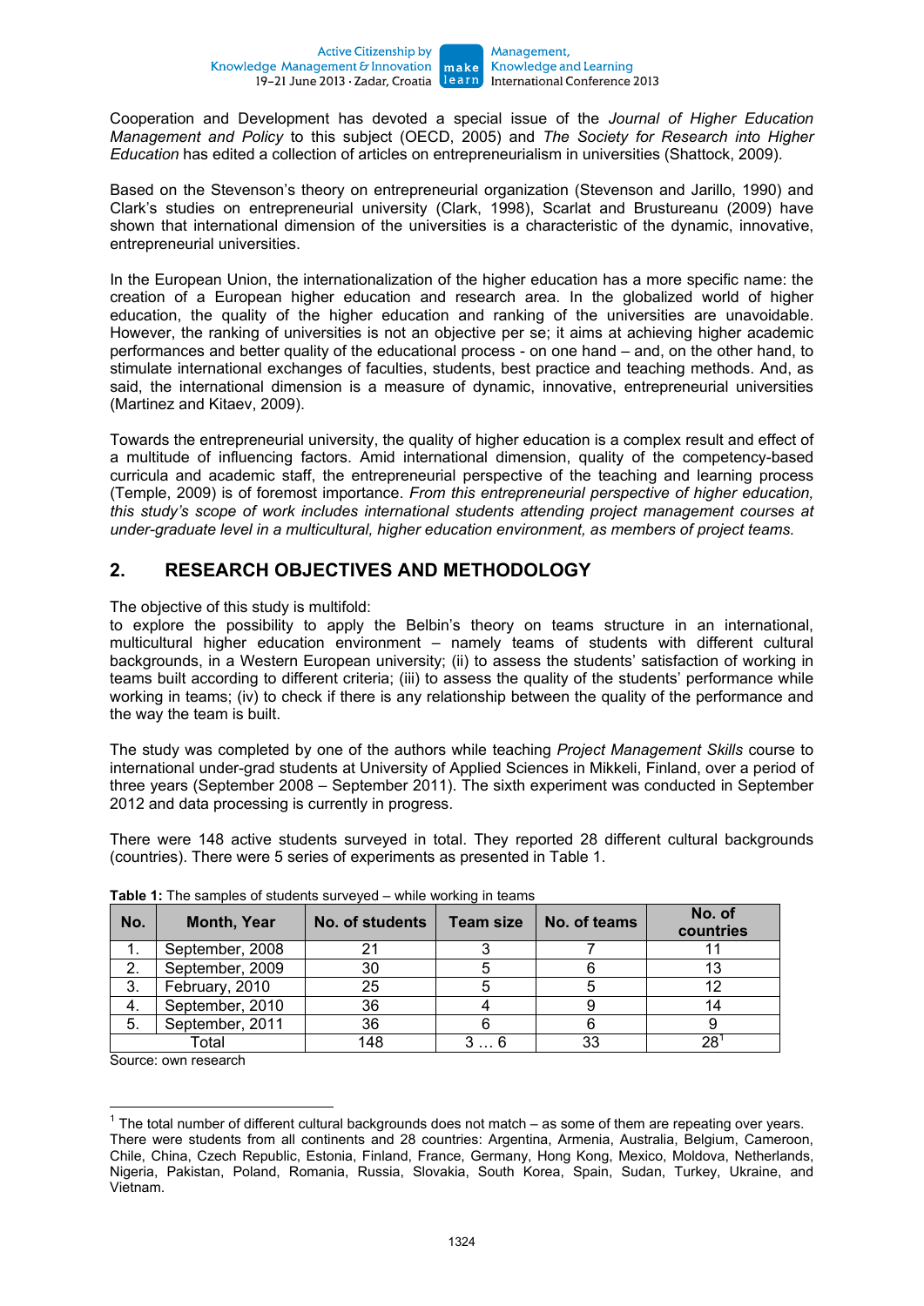Cooperation and Development has devoted a special issue of the *Journal of Higher Education Management and Policy* to this subject (OECD, 2005) and *The Society for Research into Higher Education* has edited a collection of articles on entrepreneurialism in universities (Shattock, 2009).

Based on the Stevenson's theory on entrepreneurial organization (Stevenson and Jarillo, 1990) and Clark's studies on entrepreneurial university (Clark, 1998), Scarlat and Brustureanu (2009) have shown that international dimension of the universities is a characteristic of the dynamic, innovative, entrepreneurial universities.

In the European Union, the internationalization of the higher education has a more specific name: the creation of a European higher education and research area. In the globalized world of higher education, the quality of the higher education and ranking of the universities are unavoidable. However, the ranking of universities is not an objective per se; it aims at achieving higher academic performances and better quality of the educational process - on one hand – and, on the other hand, to stimulate international exchanges of faculties, students, best practice and teaching methods. And, as said, the international dimension is a measure of dynamic, innovative, entrepreneurial universities (Martinez and Kitaev, 2009).

Towards the entrepreneurial university, the quality of higher education is a complex result and effect of a multitude of influencing factors. Amid international dimension, quality of the competency-based curricula and academic staff, the entrepreneurial perspective of the teaching and learning process (Temple, 2009) is of foremost importance. *From this entrepreneurial perspective of higher education, this study's scope of work includes international students attending project management courses at under-graduate level in a multicultural, higher education environment, as members of project teams.*

## 2. RESEARCH OBJECTIVES AND METHODOLOGY

The objective of this study is multifold:
to explore the possibility to apply the Belbin's theory on teams structure in an international, multicultural higher education environment – namely teams of students with different cultural backgrounds, in a Western European university; (ii) to assess the students' satisfaction of working in teams built according to different criteria; (iii) to assess the quality of the students' performance while working in teams; (iv) to check if there is any relationship between the quality of the performance and the way the team is built.

The study was completed by one of the authors while teaching *Project Management Skills* course to international under-grad students at University of Applied Sciences in Mikkeli, Finland, over a period of three years (September 2008 – September 2011). The sixth experiment was conducted in September 2012 and data processing is currently in progress.

There were 148 active students surveyed in total. They reported 28 different cultural backgrounds (countries). There were 5 series of experiments as presented in Table 1.

**Table 1:** The samples of students surveyed – while working in teams

| No. | Month, Year | No. of students | Team size | No. of teams | No. of countries |
|---|---|---|---|---|---|
| 1. | September, 2008 | 21 | 3 | 7 | 11 |
| 2. | September, 2009 | 30 | 5 | 6 | 13 |
| 3. | February, 2010 | 25 | 5 | 5 | 12 |
| 4. | September, 2010 | 36 | 4 | 9 | 14 |
| 5. | September, 2011 | 36 | 6 | 6 | 9 |
| Total | | 148 | 3 … 6 | 33 | 28[1] |

Source: own research

[1] The total number of different cultural backgrounds does not match – as some of them are repeating over years. There were students from all continents and 28 countries: Argentina, Armenia, Australia, Belgium, Cameroon, Chile, China, Czech Republic, Estonia, Finland, France, Germany, Hong Kong, Mexico, Moldova, Netherlands, Nigeria, Pakistan, Poland, Romania, Russia, Slovakia, South Korea, Spain, Sudan, Turkey, Ukraine, and Vietnam.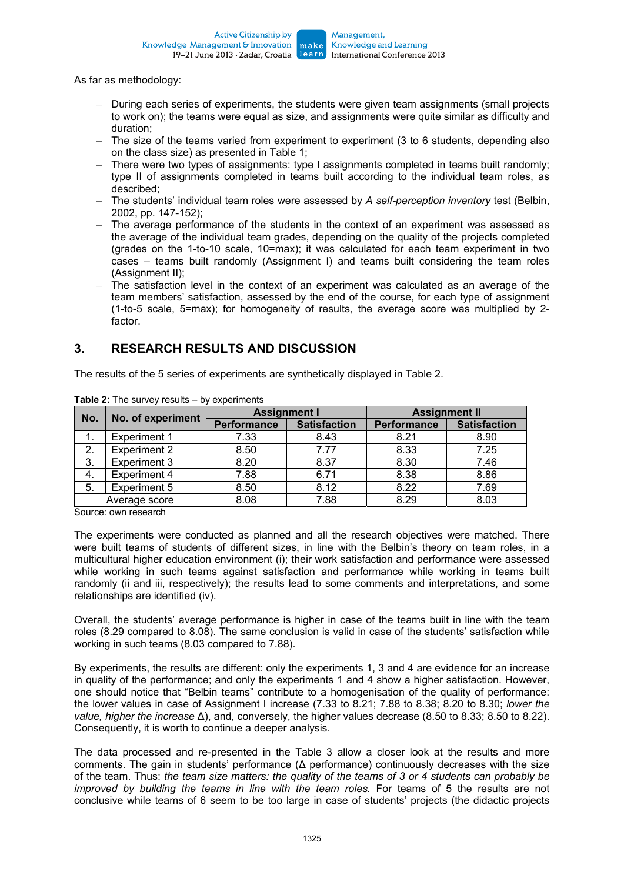As far as methodology:

- During each series of experiments, the students were given team assignments (small projects to work on); the teams were equal as size, and assignments were quite similar as difficulty and duration;
- The size of the teams varied from experiment to experiment (3 to 6 students, depending also on the class size) as presented in Table 1;
- There were two types of assignments: type I assignments completed in teams built randomly; type II of assignments completed in teams built according to the individual team roles, as described;
- The students' individual team roles were assessed by *A self-perception inventory* test (Belbin, 2002, pp. 147-152);
- The average performance of the students in the context of an experiment was assessed as the average of the individual team grades, depending on the quality of the projects completed (grades on the 1-to-10 scale, 10=max); it was calculated for each team experiment in two cases – teams built randomly (Assignment I) and teams built considering the team roles (Assignment II);
- The satisfaction level in the context of an experiment was calculated as an average of the team members' satisfaction, assessed by the end of the course, for each type of assignment (1-to-5 scale, 5=max); for homogeneity of results, the average score was multiplied by 2-factor.

## 3. RESEARCH RESULTS AND DISCUSSION

The results of the 5 series of experiments are synthetically displayed in Table 2.

**Table 2:** The survey results – by experiments

| No. | No. of experiment | Assignment I | | Assignment II | |
|---|---|---|---|---|---|
| | | Performance | Satisfaction | Performance | Satisfaction |
| 1. | Experiment 1 | 7.33 | 8.43 | 8.21 | 8.90 |
| 2. | Experiment 2 | 8.50 | 7.77 | 8.33 | 7.25 |
| 3. | Experiment 3 | 8.20 | 8.37 | 8.30 | 7.46 |
| 4. | Experiment 4 | 7.88 | 6.71 | 8.38 | 8.86 |
| 5. | Experiment 5 | 8.50 | 8.12 | 8.22 | 7.69 |
| | Average score | 8.08 | 7.88 | 8.29 | 8.03 |

Source: own research

The experiments were conducted as planned and all the research objectives were matched. There were built teams of students of different sizes, in line with the Belbin's theory on team roles, in a multicultural higher education environment (i); their work satisfaction and performance were assessed while working in such teams against satisfaction and performance while working in teams built randomly (ii and iii, respectively); the results lead to some comments and interpretations, and some relationships are identified (iv).

Overall, the students' average performance is higher in case of the teams built in line with the team roles (8.29 compared to 8.08). The same conclusion is valid in case of the students' satisfaction while working in such teams (8.03 compared to 7.88).

By experiments, the results are different: only the experiments 1, 3 and 4 are evidence for an increase in quality of the performance; and only the experiments 1 and 4 show a higher satisfaction. However, one should notice that "Belbin teams" contribute to a homogenisation of the quality of performance: the lower values in case of Assignment I increase (7.33 to 8.21; 7.88 to 8.38; 8.20 to 8.30; *lower the value, higher the increase* Δ), and, conversely, the higher values decrease (8.50 to 8.33; 8.50 to 8.22). Consequently, it is worth to continue a deeper analysis.

The data processed and re-presented in the Table 3 allow a closer look at the results and more comments. The gain in students' performance (Δ performance) continuously decreases with the size of the team. Thus: *the team size matters: the quality of the teams of 3 or 4 students can probably be improved by building the teams in line with the team roles.* For teams of 5 the results are not conclusive while teams of 6 seem to be too large in case of students' projects (the didactic projects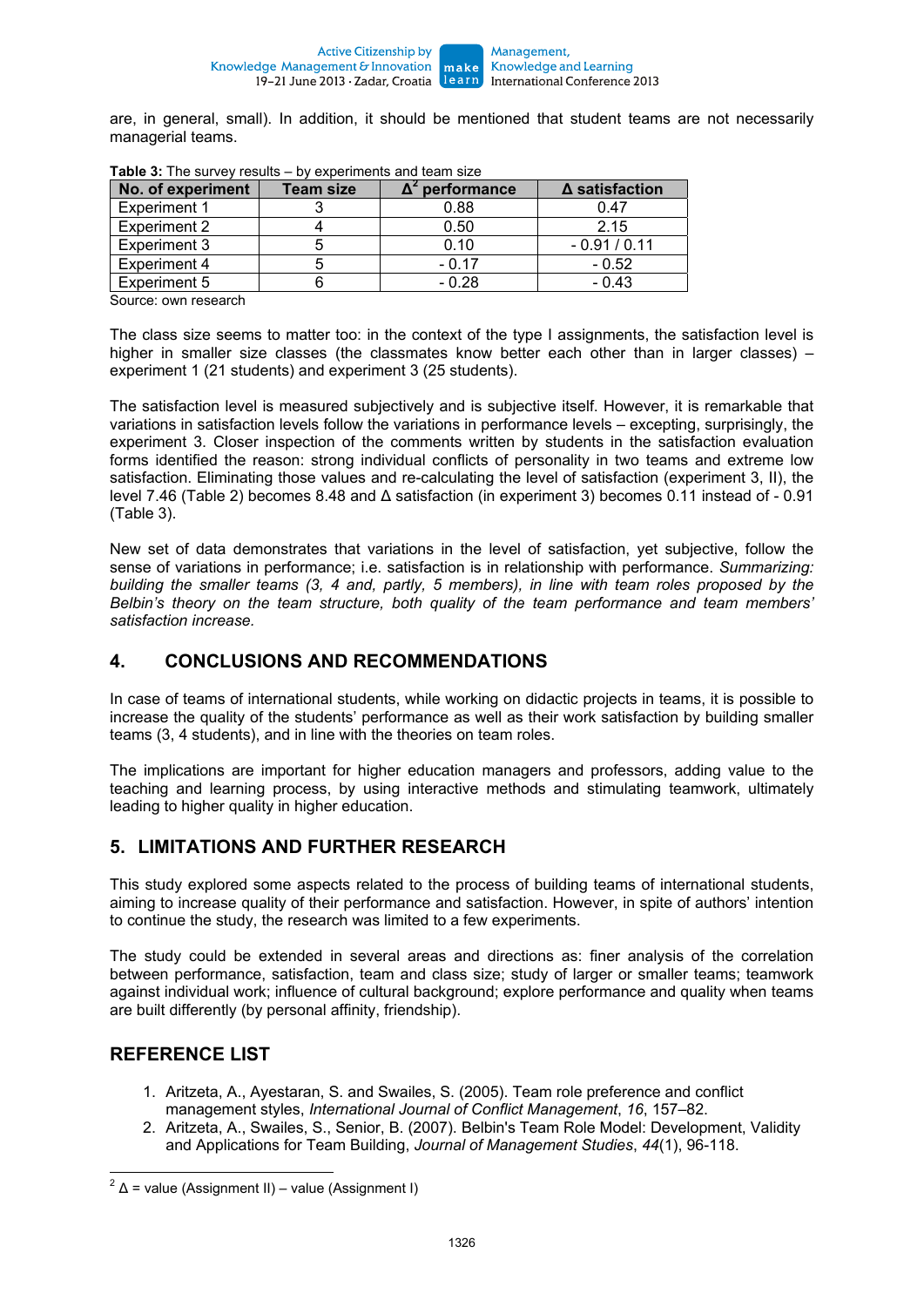are, in general, small). In addition, it should be mentioned that student teams are not necessarily managerial teams.

**Table 3:** The survey results – by experiments and team size

| No. of experiment | Team size | Δ[2] performance | Δ satisfaction |
|---|---|---|---|
| Experiment 1 | 3 | 0.88 | 0.47 |
| Experiment 2 | 4 | 0.50 | 2.15 |
| Experiment 3 | 5 | 0.10 | - 0.91 / 0.11 |
| Experiment 4 | 5 | - 0.17 | - 0.52 |
| Experiment 5 | 6 | - 0.28 | - 0.43 |

Source: own research

The class size seems to matter too: in the context of the type I assignments, the satisfaction level is higher in smaller size classes (the classmates know better each other than in larger classes) – experiment 1 (21 students) and experiment 3 (25 students).

The satisfaction level is measured subjectively and is subjective itself. However, it is remarkable that variations in satisfaction levels follow the variations in performance levels – excepting, surprisingly, the experiment 3. Closer inspection of the comments written by students in the satisfaction evaluation forms identified the reason: strong individual conflicts of personality in two teams and extreme low satisfaction. Eliminating those values and re-calculating the level of satisfaction (experiment 3, II), the level 7.46 (Table 2) becomes 8.48 and Δ satisfaction (in experiment 3) becomes 0.11 instead of - 0.91 (Table 3).

New set of data demonstrates that variations in the level of satisfaction, yet subjective, follow the sense of variations in performance; i.e. satisfaction is in relationship with performance. *Summarizing: building the smaller teams (3, 4 and, partly, 5 members), in line with team roles proposed by the Belbin's theory on the team structure, both quality of the team performance and team members' satisfaction increase.*

## 4. CONCLUSIONS AND RECOMMENDATIONS

In case of teams of international students, while working on didactic projects in teams, it is possible to increase the quality of the students' performance as well as their work satisfaction by building smaller teams (3, 4 students), and in line with the theories on team roles.

The implications are important for higher education managers and professors, adding value to the teaching and learning process, by using interactive methods and stimulating teamwork, ultimately leading to higher quality in higher education.

## 5. LIMITATIONS AND FURTHER RESEARCH

This study explored some aspects related to the process of building teams of international students, aiming to increase quality of their performance and satisfaction. However, in spite of authors' intention to continue the study, the research was limited to a few experiments.

The study could be extended in several areas and directions as: finer analysis of the correlation between performance, satisfaction, team and class size; study of larger or smaller teams; teamwork against individual work; influence of cultural background; explore performance and quality when teams are built differently (by personal affinity, friendship).

## REFERENCE LIST

1. Aritzeta, A., Ayestaran, S. and Swailes, S. (2005). Team role preference and conflict management styles, *International Journal of Conflict Management*, *16*, 157–82.
2. Aritzeta, A., Swailes, S., Senior, B. (2007). Belbin's Team Role Model: Development, Validity and Applications for Team Building, *Journal of Management Studies*, *44*(1), 96-118.

[2] Δ = value (Assignment II) – value (Assignment I)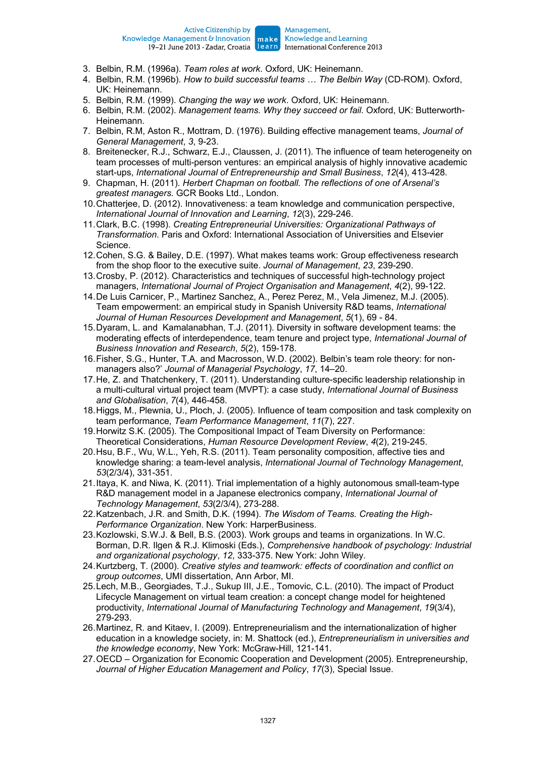3. Belbin, R.M. (1996a). *Team roles at work*. Oxford, UK: Heinemann.
4. Belbin, R.M. (1996b). *How to build successful teams … The Belbin Way* (CD-ROM). Oxford, UK: Heinemann.
5. Belbin, R.M. (1999). *Changing the way we work*. Oxford, UK: Heinemann.
6. Belbin, R.M. (2002). *Management teams. Why they succeed or fail.* Oxford, UK: Butterworth-Heinemann.
7. Belbin, R.M, Aston R., Mottram, D. (1976). Building effective management teams, *Journal of General Management*, *3*, 9-23.
8. Breitenecker, R.J., Schwarz, E.J., Claussen, J. (2011). The influence of team heterogeneity on team processes of multi-person ventures: an empirical analysis of highly innovative academic start-ups, *International Journal of Entrepreneurship and Small Business*, *12*(4), 413-428.
9. Chapman, H. (2011). *Herbert Chapman on football. The reflections of one of Arsenal's greatest managers.* GCR Books Ltd., London.
10. Chatterjee, D. (2012). Innovativeness: a team knowledge and communication perspective, *International Journal of Innovation and Learning*, *12*(3), 229-246.
11. Clark, B.C. (1998). *Creating Entrepreneurial Universities: Organizational Pathways of Transformation*. Paris and Oxford: International Association of Universities and Elsevier Science.
12. Cohen, S.G. & Bailey, D.E. (1997). What makes teams work: Group effectiveness research from the shop floor to the executive suite. *Journal of Management*, *23*, 239-290.
13. Crosby, P. (2012). Characteristics and techniques of successful high-technology project managers, *International Journal of Project Organisation and Management*, *4*(2), 99-122.
14. De Luis Carnicer, P., Martinez Sanchez, A., Perez Perez, M., Vela Jimenez, M.J. (2005). Team empowerment: an empirical study in Spanish University R&D teams, *International Journal of Human Resources Development and Management*, *5*(1), 69 - 84.
15. Dyaram, L. and Kamalanabhan, T.J. (2011). Diversity in software development teams: the moderating effects of interdependence, team tenure and project type, *International Journal of Business Innovation and Research*, *5*(2), 159-178.
16. Fisher, S.G., Hunter, T.A. and Macrosson, W.D. (2002). Belbin's team role theory: for non-managers also?' *Journal of Managerial Psychology*, *17*, 14–20.
17. He, Z. and Thatchenkery, T. (2011). Understanding culture-specific leadership relationship in a multi-cultural virtual project team (MVPT): a case study, *International Journal of Business and Globalisation*, *7*(4), 446-458.
18. Higgs, M., Plewnia, U., Ploch, J. (2005). Influence of team composition and task complexity on team performance, *Team Performance Management*, *11*(7), 227.
19. Horwitz S.K. (2005). The Compositional Impact of Team Diversity on Performance: Theoretical Considerations, *Human Resource Development Review*, *4*(2), 219-245.
20. Hsu, B.F., Wu, W.L., Yeh, R.S. (2011). Team personality composition, affective ties and knowledge sharing: a team-level analysis, *International Journal of Technology Management*, *53*(2/3/4), 331-351.
21. Itaya, K. and Niwa, K. (2011). Trial implementation of a highly autonomous small-team-type R&D management model in a Japanese electronics company, *International Journal of Technology Management*, *53*(2/3/4), 273-288.
22. Katzenbach, J.R. and Smith, D.K. (1994). *The Wisdom of Teams. Creating the High-Performance Organization*. New York: HarperBusiness.
23. Kozlowski, S.W.J. & Bell, B.S. (2003). Work groups and teams in organizations. In W.C. Borman, D.R. Ilgen & R.J. Klimoski (Eds.), *Comprehensive handbook of psychology: Industrial and organizational psychology*, *12*, 333-375. New York: John Wiley.
24. Kurtzberg, T. (2000). *Creative styles and teamwork: effects of coordination and conflict on group outcomes*, UMI dissertation, Ann Arbor, MI.
25. Lech, M.B., Georgiades, T.J., Sukup III, J.E., Tomovic, C.L. (2010). The impact of Product Lifecycle Management on virtual team creation: a concept change model for heightened productivity, *International Journal of Manufacturing Technology and Management*, *19*(3/4), 279-293.
26. Martinez, R. and Kitaev, I. (2009). Entrepreneurialism and the internationalization of higher education in a knowledge society, in: M. Shattock (ed.), *Entrepreneurialism in universities and the knowledge economy*, New York: McGraw-Hill, 121-141.
27. OECD – Organization for Economic Cooperation and Development (2005). Entrepreneurship, *Journal of Higher Education Management and Policy*, *17*(3), Special Issue.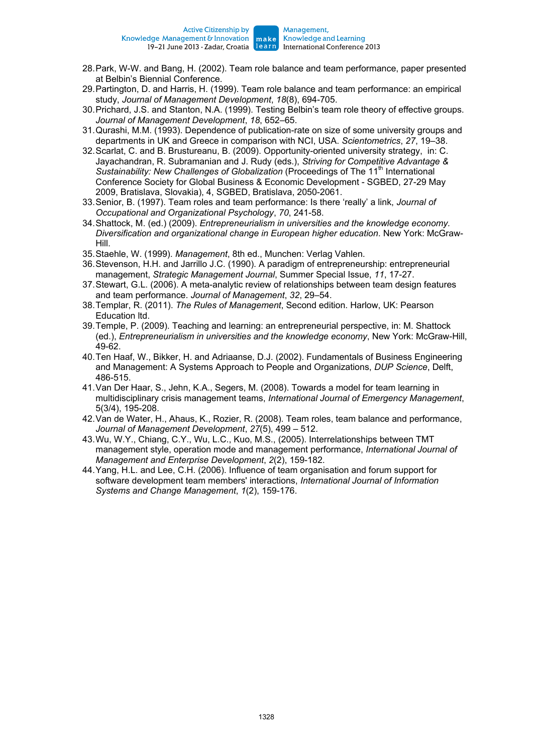28. Park, W-W. and Bang, H. (2002). Team role balance and team performance, paper presented at Belbin's Biennial Conference.
29. Partington, D. and Harris, H. (1999). Team role balance and team performance: an empirical study, *Journal of Management Development*, *18*(8), 694-705.
30. Prichard, J.S. and Stanton, N.A. (1999). Testing Belbin's team role theory of effective groups. *Journal of Management Development*, *18*, 652–65.
31. Qurashi, M.M. (1993). Dependence of publication-rate on size of some university groups and departments in UK and Greece in comparison with NCI, USA. *Scientometrics*, *27*, 19–38.
32. Scarlat, C. and B. Brustureanu, B. (2009). Opportunity-oriented university strategy, in: C. Jayachandran, R. Subramanian and J. Rudy (eds.), *Striving for Competitive Advantage & Sustainability: New Challenges of Globalization* (Proceedings of The 11th International Conference Society for Global Business & Economic Development - SGBED, 27-29 May 2009, Bratislava, Slovakia), 4, SGBED, Bratislava, 2050-2061.
33. Senior, B. (1997). Team roles and team performance: Is there 'really' a link, *Journal of Occupational and Organizational Psychology*, *70*, 241-58.
34. Shattock, M. (ed.) (2009). *Entrepreneurialism in universities and the knowledge economy. Diversification and organizational change in European higher education*. New York: McGraw-Hill.
35. Staehle, W. (1999). *Management*, 8th ed., Munchen: Verlag Vahlen.
36. Stevenson, H.H. and Jarrillo J.C. (1990). A paradigm of entrepreneurship: entrepreneurial management, *Strategic Management Journal*, Summer Special Issue, *11*, 17-27.
37. Stewart, G.L. (2006). A meta-analytic review of relationships between team design features and team performance. *Journal of Management*, *32*, 29–54.
38. Templar, R. (2011). *The Rules of Management*, Second edition. Harlow, UK: Pearson Education ltd.
39. Temple, P. (2009). Teaching and learning: an entrepreneurial perspective, in: M. Shattock (ed.), *Entrepreneurialism in universities and the knowledge economy*, New York: McGraw-Hill, 49-62.
40. Ten Haaf, W., Bikker, H. and Adriaanse, D.J. (2002). Fundamentals of Business Engineering and Management: A Systems Approach to People and Organizations, *DUP Science*, Delft, 486-515.
41. Van Der Haar, S., Jehn, K.A., Segers, M. (2008). Towards a model for team learning in multidisciplinary crisis management teams, *International Journal of Emergency Management*, 5(3/4), 195-208.
42. Van de Water, H., Ahaus, K., Rozier, R. (2008). Team roles, team balance and performance, *Journal of Management Development*, *27*(5), 499 – 512.
43. Wu, W.Y., Chiang, C.Y., Wu, L.C., Kuo, M.S., (2005). Interrelationships between TMT management style, operation mode and management performance, *International Journal of Management and Enterprise Development*, *2*(2), 159-182.
44. Yang, H.L. and Lee, C.H. (2006). Influence of team organisation and forum support for software development team members' interactions, *International Journal of Information Systems and Change Management*, *1*(2), 159-176.